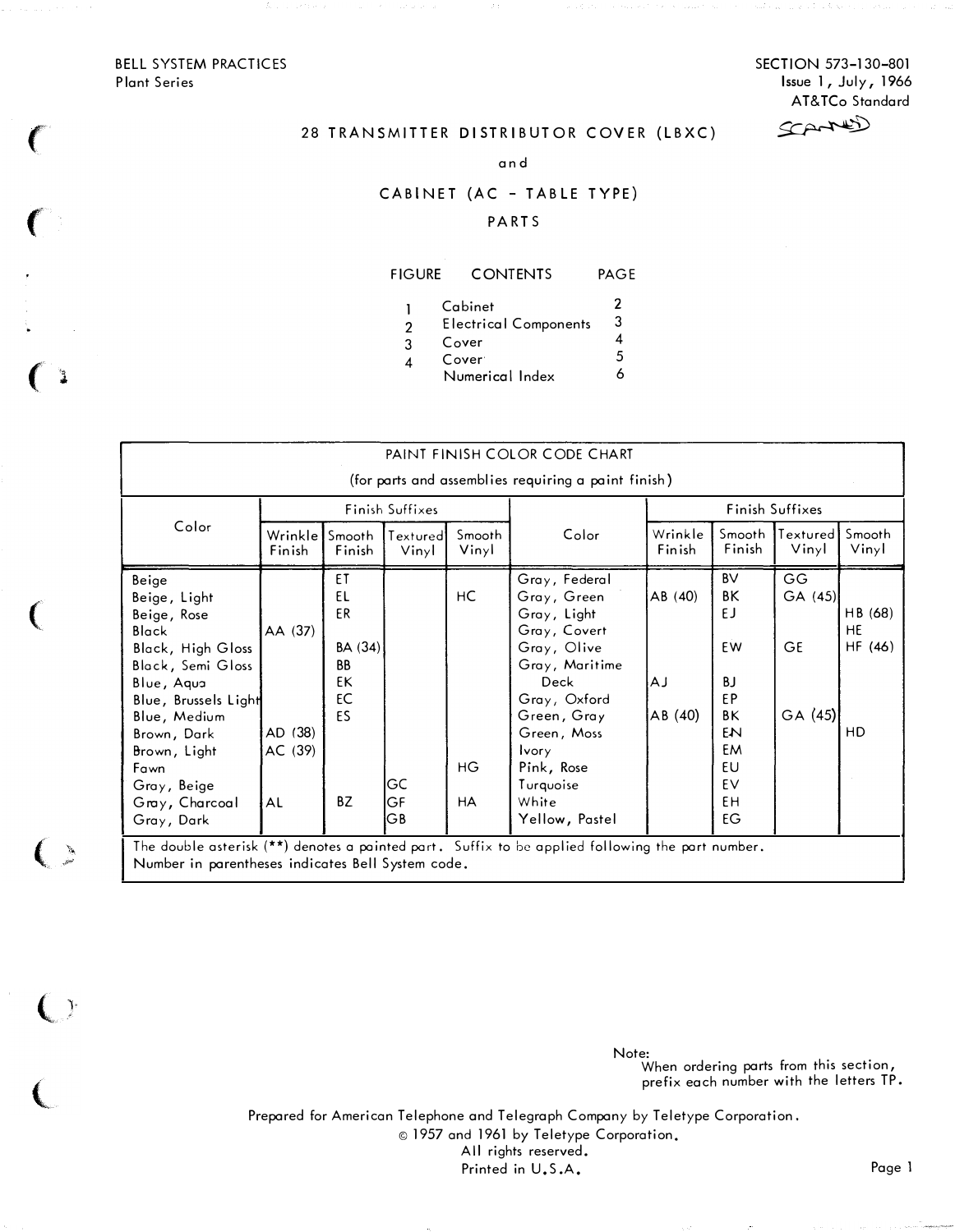BELL SYSTEM PRACTICES
Plant Series

SECTION 573-130-801
Issue 1, July, 1966
AT&TCo Standard

# 28 TRANSMITTER DISTRIBUTOR COVER (LBXC)

# and

# CABINET (AC - TABLE TYPE)

# PARTS

| FIGURE | CONTENTS | PAGE |
|---|---|---|
| 1 | Cabinet | 2 |
| 2 | Electrical Components | 3 |
| 3 | Cover | 4 |
| 4 | Cover | 5 |
| | Numerical Index | 6 |

PAINT FINISH COLOR CODE CHART

(for parts and assemblies requiring a paint finish)

| Color | Finish Suffixes | | | | Color | Finish Suffixes | | | |
|---|---|---|---|---|---|---|---|---|---|
| | Wrinkle Finish | Smooth Finish | Textured Vinyl | Smooth Vinyl | | Wrinkle Finish | Smooth Finish | Textured Vinyl | Smooth Vinyl |
| Beige | | ET | | | Gray, Federal | | BV | GG | |
| Beige, Light | | EL | | HC | Gray, Green | AB (40) | BK | GA (45) | |
| Beige, Rose | | ER | | | Gray, Light | | EJ | | HB (68) |
| Black | AA (37) | | | | Gray, Covert | | | | HE |
| Black, High Gloss | | BA (34) | | | Gray, Olive | | EW | GE | HF (46) |
| Black, Semi Gloss | | BB | | | Gray, Maritime Deck | AJ | BJ | | |
| Blue, Aqua | | EK | | | Gray, Oxford | | EP | | |
| Blue, Brussels Light | | EC | | | Green, Gray | AB (40) | BK | GA (45) | |
| Blue, Medium | | ES | | | Green, Moss | | EN | | HD |
| Brown, Dark | AD (38) | | | | Ivory | | EM | | |
| Brown, Light | AC (39) | | | | Pink, Rose | | EU | | |
| Fawn | | | | HG | Turquoise | | EV | | |
| Gray, Beige | | | GC | | White | | EH | | |
| Gray, Charcoal | AL | BZ | GF | HA | Yellow, Pastel | | EG | | |
| Gray, Dark | | | GB | | | | | | |

The double asterisk (**) denotes a painted part. Suffix to be applied following the part number.
Number in parentheses indicates Bell System code.

Note:
When ordering parts from this section, prefix each number with the letters TP.

Prepared for American Telephone and Telegraph Company by Teletype Corporation.
© 1957 and 1961 by Teletype Corporation.
All rights reserved.
Printed in U.S.A.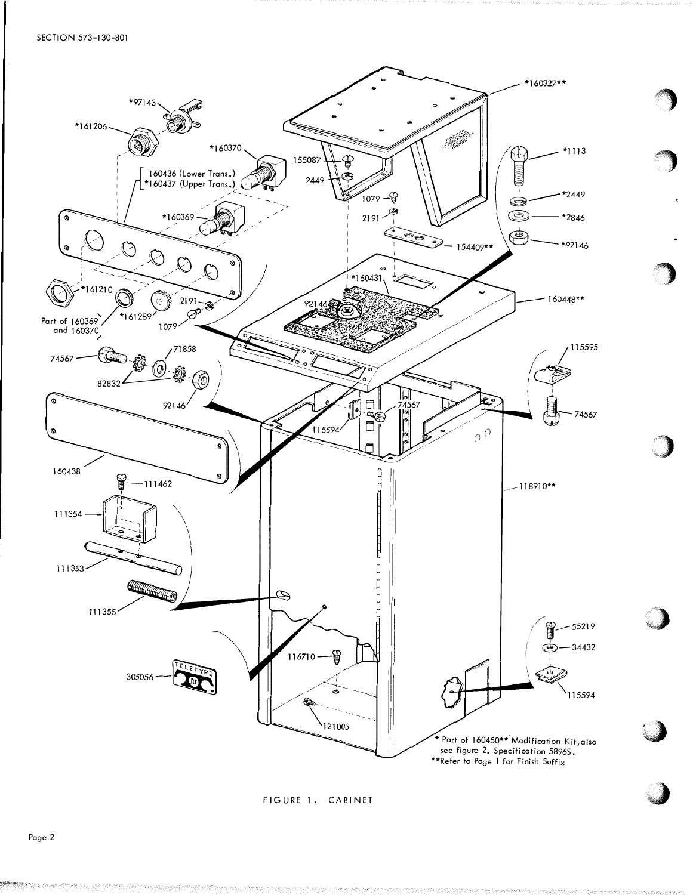\* Part of 160450** Modification Kit, also see figure 2. Specification 5896S.

\*\*Refer to Page 1 for Finish Suffix

FIGURE 1. CABINET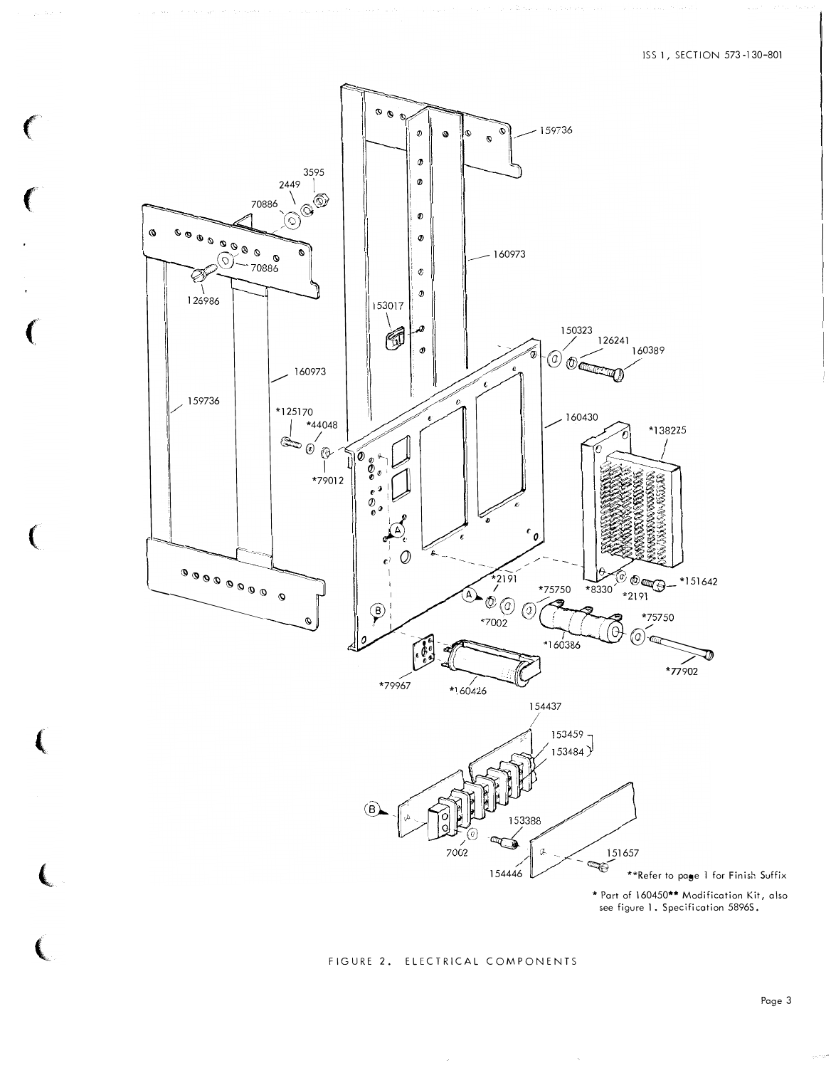**Refer to page 1 for Finish Suffix

* Part of 160450** Modification Kit, also see figure 1. Specification 5896S.

FIGURE 2. ELECTRICAL COMPONENTS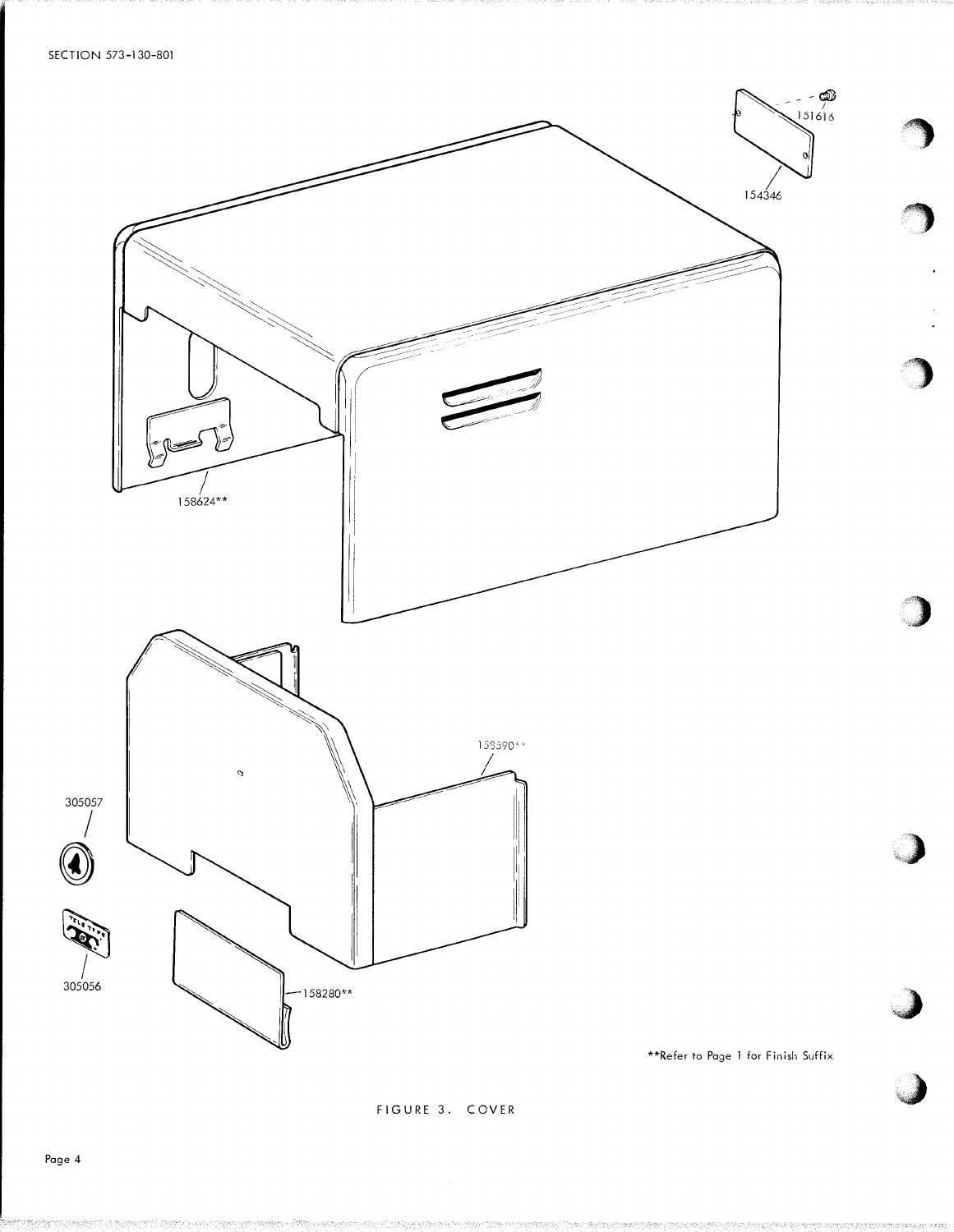151616

154346

158624**

158590**

305057

305056

158280**

**Refer to Page 1 for Finish Suffix

FIGURE 3. COVER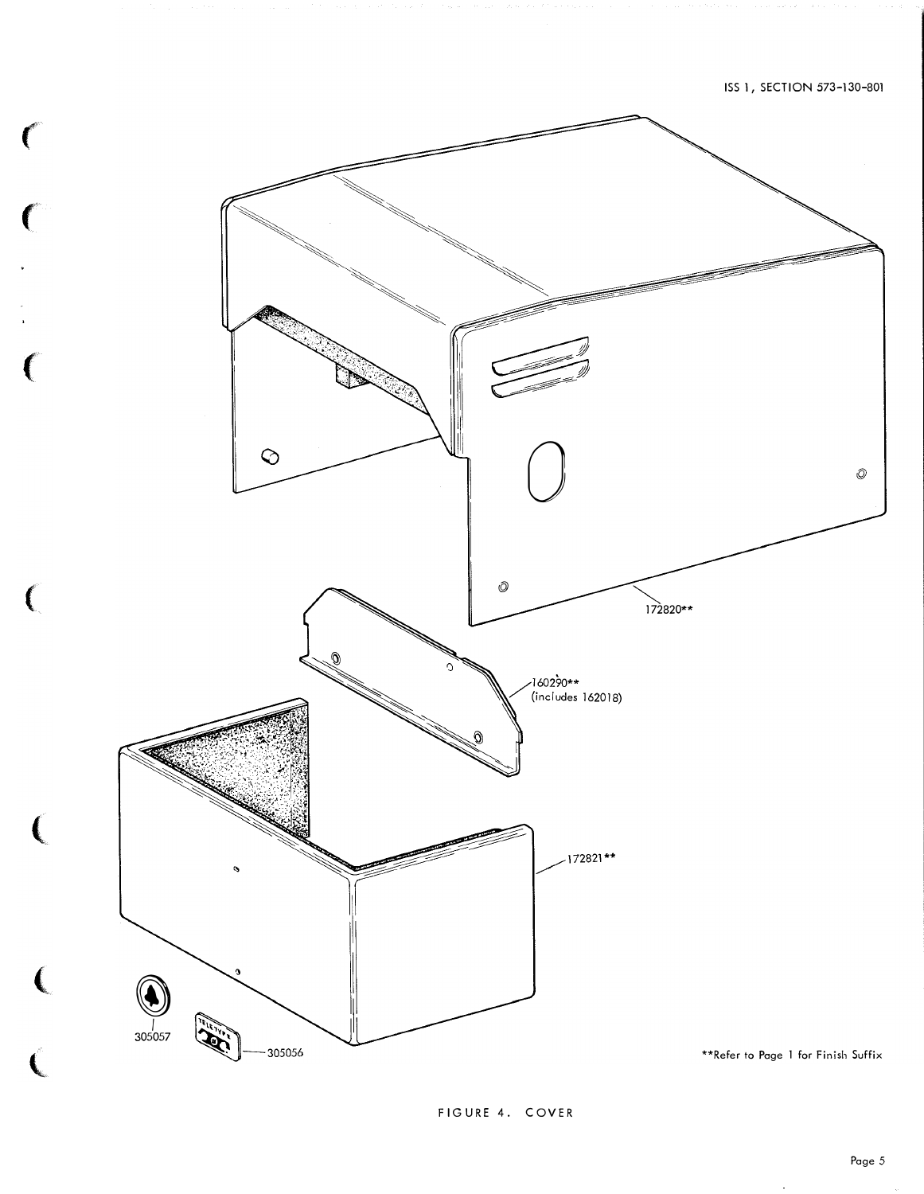172820**

160290**
(includes 162018)

172821**

305057

305056

**Refer to Page 1 for Finish Suffix

FIGURE 4. COVER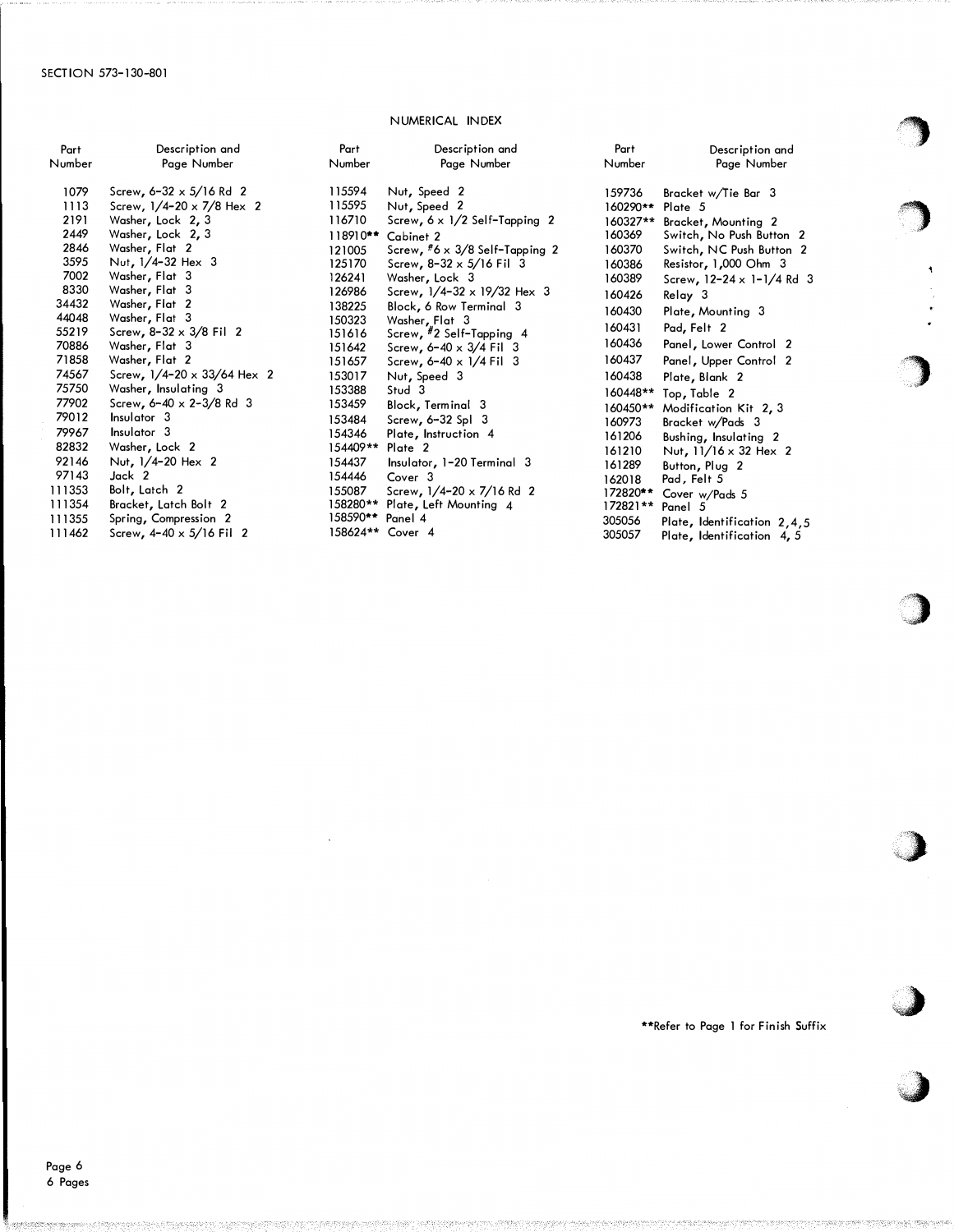## NUMERICAL INDEX

| Part Number | Description and Page Number |
|---|---|
| 1079 | Screw, 6-32 x 5/16 Rd 2 |
| 1113 | Screw, 1/4-20 x 7/8 Hex 2 |
| 2191 | Washer, Lock 2, 3 |
| 2449 | Washer, Lock 2, 3 |
| 2846 | Washer, Flat 2 |
| 3595 | Nut, 1/4-32 Hex 3 |
| 7002 | Washer, Flat 3 |
| 8330 | Washer, Flat 3 |
| 34432 | Washer, Flat 2 |
| 44048 | Washer, Flat 3 |
| 55219 | Screw, 8-32 x 3/8 Fil 2 |
| 70886 | Washer, Flat 3 |
| 71858 | Washer, Flat 2 |
| 74567 | Screw, 1/4-20 x 33/64 Hex 2 |
| 75750 | Washer, Insulating 3 |
| 77902 | Screw, 6-40 x 2-3/8 Rd 3 |
| 79012 | Insulator 3 |
| 79967 | Insulator 3 |
| 82832 | Washer, Lock 2 |
| 92146 | Nut, 1/4-20 Hex 2 |
| 97143 | Jack 2 |
| 111353 | Bolt, Latch 2 |
| 111354 | Bracket, Latch Bolt 2 |
| 111355 | Spring, Compression 2 |
| 111462 | Screw, 4-40 x 5/16 Fil 2 |
| 115594 | Nut, Speed 2 |
| 115595 | Nut, Speed 2 |
| 116710 | Screw, 6 x 1/2 Self-Tapping 2 |
| 118910** | Cabinet 2 |
| 121005 | Screw, #6 x 3/8 Self-Tapping 2 |
| 125170 | Screw, 8-32 x 5/16 Fil 3 |
| 126241 | Washer, Lock 3 |
| 126986 | Screw, 1/4-32 x 19/32 Hex 3 |
| 138225 | Block, 6 Row Terminal 3 |
| 150323 | Washer, Flat 3 |
| 151616 | Screw, #2 Self-Tapping 4 |
| 151642 | Screw, 6-40 x 3/4 Fil 3 |
| 151657 | Screw, 6-40 x 1/4 Fil 3 |
| 153017 | Nut, Speed 3 |
| 153388 | Stud 3 |
| 153459 | Block, Terminal 3 |
| 153484 | Screw, 6-32 Spl 3 |
| 154346 | Plate, Instruction 4 |
| 154409** | Plate 2 |
| 154437 | Insulator, 1-20 Terminal 3 |
| 154446 | Cover 3 |
| 155087 | Screw, 1/4-20 x 7/16 Rd 2 |
| 158280** | Plate, Left Mounting 4 |
| 158590** | Panel 4 |
| 158624** | Cover 4 |
| 159736 | Bracket w/Tie Bar 3 |
| 160290** | Plate 5 |
| 160327** | Bracket, Mounting 2 |
| 160369 | Switch, No Push Button 2 |
| 160370 | Switch, NC Push Button 2 |
| 160386 | Resistor, 1,000 Ohm 3 |
| 160389 | Screw, 12-24 x 1-1/4 Rd 3 |
| 160426 | Relay 3 |
| 160430 | Plate, Mounting 3 |
| 160431 | Pad, Felt 2 |
| 160436 | Panel, Lower Control 2 |
| 160437 | Panel, Upper Control 2 |
| 160438 | Plate, Blank 2 |
| 160448** | Top, Table 2 |
| 160450** | Modification Kit 2, 3 |
| 160973 | Bracket w/Pads 3 |
| 161206 | Bushing, Insulating 2 |
| 161210 | Nut, 11/16 x 32 Hex 2 |
| 161289 | Button, Plug 2 |
| 162018 | Pad, Felt 5 |
| 172820** | Cover w/Pads 5 |
| 172821** | Panel 5 |
| 305056 | Plate, Identification 2,4,5 |
| 305057 | Plate, Identification 4, 5 |

**Refer to Page 1 for Finish Suffix